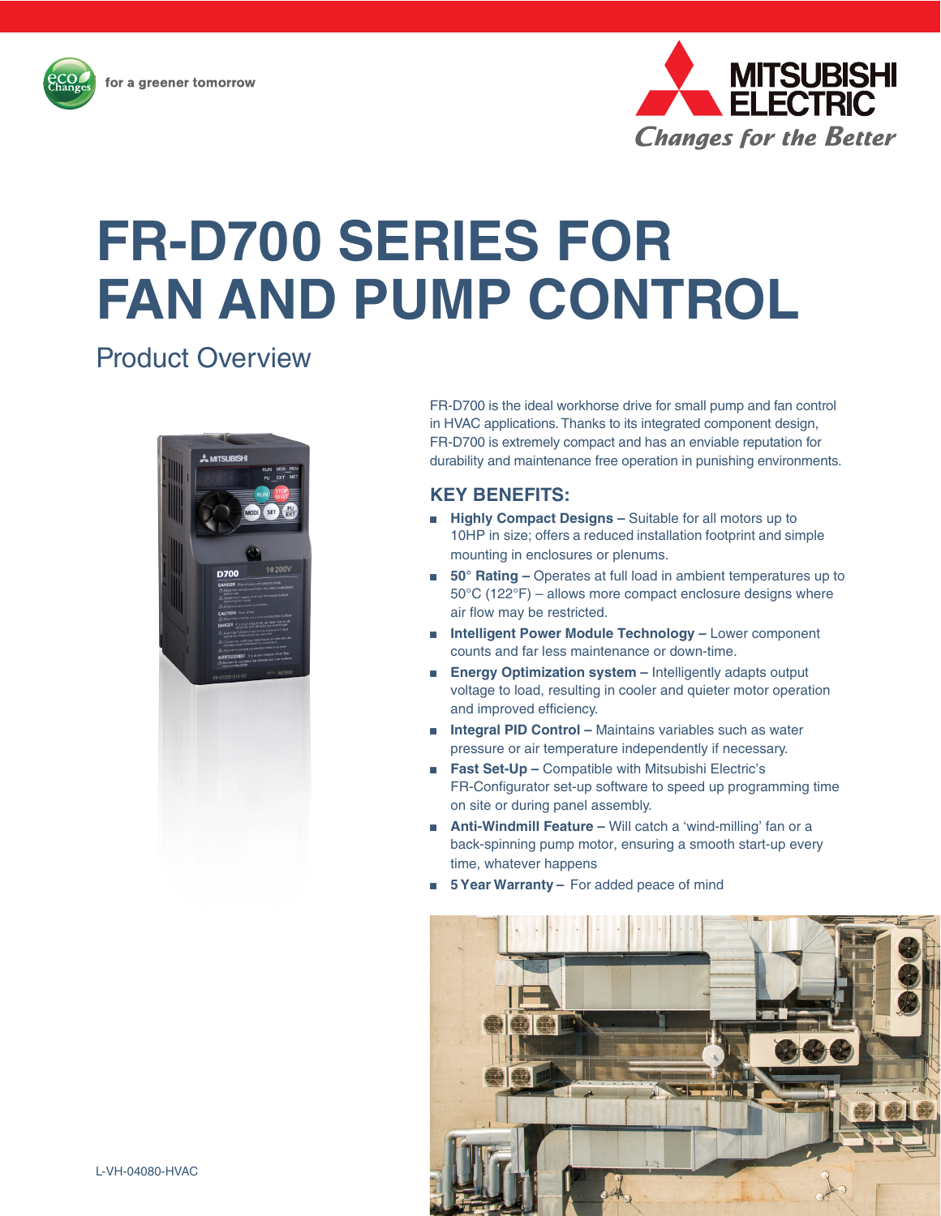for a greener tomorrow

MITSUBISHI ELECTRIC
*Changes for the Better*

# FR-D700 SERIES FOR FAN AND PUMP CONTROL

## Product Overview

FR-D700 is the ideal workhorse drive for small pump and fan control in HVAC applications. Thanks to its integrated component design, FR-D700 is extremely compact and has an enviable reputation for durability and maintenance free operation in punishing environments.

### KEY BENEFITS:

- **Highly Compact Designs –** Suitable for all motors up to 10HP in size; offers a reduced installation footprint and simple mounting in enclosures or plenums.
- **50° Rating –** Operates at full load in ambient temperatures up to 50°C (122°F) – allows more compact enclosure designs where air flow may be restricted.
- **Intelligent Power Module Technology –** Lower component counts and far less maintenance or down-time.
- **Energy Optimization system –** Intelligently adapts output voltage to load, resulting in cooler and quieter motor operation and improved efficiency.
- **Integral PID Control –** Maintains variables such as water pressure or air temperature independently if necessary.
- **Fast Set-Up –** Compatible with Mitsubishi Electric's FR-Configurator set-up software to speed up programming time on site or during panel assembly.
- **Anti-Windmill Feature –** Will catch a 'wind-milling' fan or a back-spinning pump motor, ensuring a smooth start-up every time, whatever happens
- **5 Year Warranty –** For added peace of mind

L-VH-04080-HVAC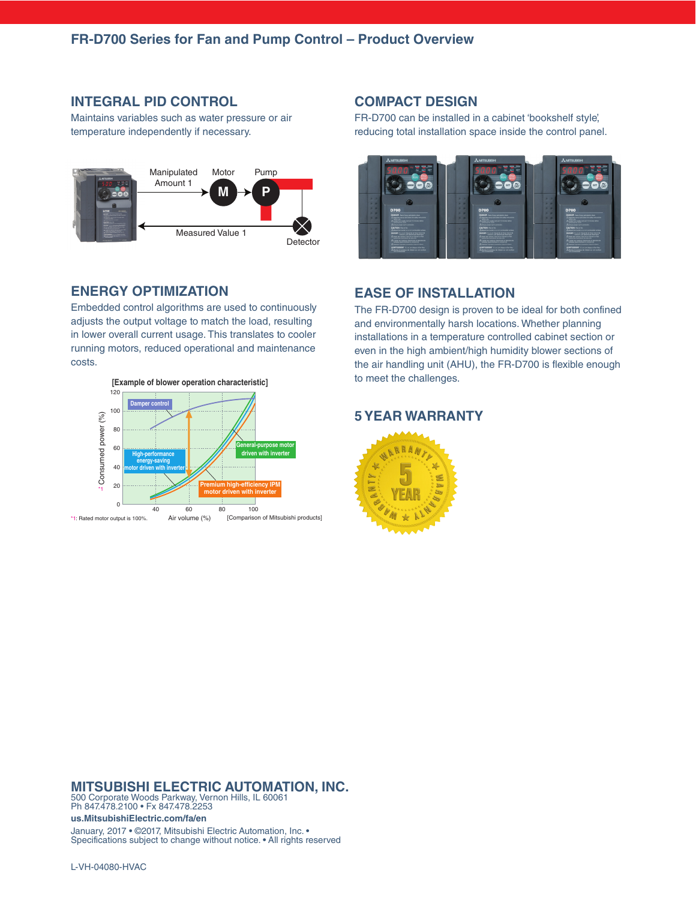# FR-D700 Series for Fan and Pump Control – Product Overview

## INTEGRAL PID CONTROL

Maintains variables such as water pressure or air temperature independently if necessary.

Manipulated Amount 1

Motor

Pump

M

P

Measured Value 1

Detector

## COMPACT DESIGN

FR-D700 can be installed in a cabinet 'bookshelf style', reducing total installation space inside the control panel.

## ENERGY OPTIMIZATION

Embedded control algorithms are used to continuously adjusts the output voltage to match the load, resulting in lower overall current usage. This translates to cooler running motors, reduced operational and maintenance costs.

[Example of blower operation characteristic]

Consumed power (%)*1

120
100
80
60
40
20
0

Damper control

High-performance energy-saving motor driven with inverter

General-purpose motor driven with inverter

Premium high-efficiency IPM motor driven with inverter

40 60 80 100

Air volume (%)

*1: Rated motor output is 100%.

[Comparison of Mitsubishi products]

## EASE OF INSTALLATION

The FR-D700 design is proven to be ideal for both confined and environmentally harsh locations. Whether planning installations in a temperature controlled cabinet section or even in the high ambient/high humidity blower sections of the air handling unit (AHU), the FR-D700 is flexible enough to meet the challenges.

## 5 YEAR WARRANTY

WARRANTY 5 YEAR WARRANTY WARRANTY

## MITSUBISHI ELECTRIC AUTOMATION, INC.

500 Corporate Woods Parkway, Vernon Hills, IL 60061
Ph 847.478.2100 • Fx 847.478.2253

**us.MitsubishiElectric.com/fa/en**

January, 2017 • ©2017, Mitsubishi Electric Automation, Inc. •
Specifications subject to change without notice. • All rights reserved

L-VH-04080-HVAC